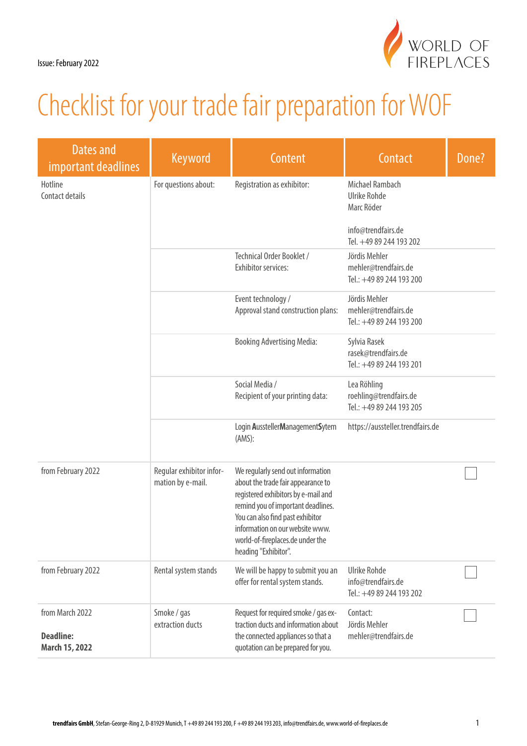Issue: February 2022

WORLD OF FIREPLACES

# Checklist for your trade fair preparation for WOF

| Dates and important deadlines | Keyword | Content | Contact | Done? |
|---|---|---|---|---|
| Hotline<br>Contact details | For questions about: | Registration as exhibitor: | Michael Rambach<br>Ulrike Rohde<br>Marc Röder<br><br>info@trendfairs.de<br>Tel. +49 89 244 193 202 | |
| | | Technical Order Booklet / Exhibitor services: | Jördis Mehler<br>mehler@trendfairs.de<br>Tel.: +49 89 244 193 200 | |
| | | Event technology / Approval stand construction plans: | Jördis Mehler<br>mehler@trendfairs.de<br>Tel.: +49 89 244 193 200 | |
| | | Booking Advertising Media: | Sylvia Rasek<br>rasek@trendfairs.de<br>Tel.: +49 89 244 193 201 | |
| | | Social Media / Recipient of your printing data: | Lea Röhling<br>roehling@trendfairs.de<br>Tel.: +49 89 244 193 205 | |
| | | Login **A**ussteller**M**anagement**S**ytem (AMS): | https://aussteller.trendfairs.de | |
| from February 2022 | Regular exhibitor information by e-mail. | We regularly send out information about the trade fair appearance to registered exhibitors by e-mail and remind you of important deadlines. You can also find past exhibitor information on our website www.world-of-fireplaces.de under the heading "Exhibitor". | | ☐ |
| from February 2022 | Rental system stands | We will be happy to submit you an offer for rental system stands. | Ulrike Rohde<br>info@trendfairs.de<br>Tel.: +49 89 244 193 202 | ☐ |
| from March 2022<br><br>**Deadline:**<br>**March 15, 2022** | Smoke / gas extraction ducts | Request for required smoke / gas extraction ducts and information about the connected appliances so that a quotation can be prepared for you. | Contact:<br>Jördis Mehler<br>mehler@trendfairs.de | ☐ |

**trendfairs GmbH**, Stefan-George-Ring 2, D-81929 Munich, T +49 89 244 193 200, F +49 89 244 193 203, info@trendfairs.de, www.world-of-fireplaces.de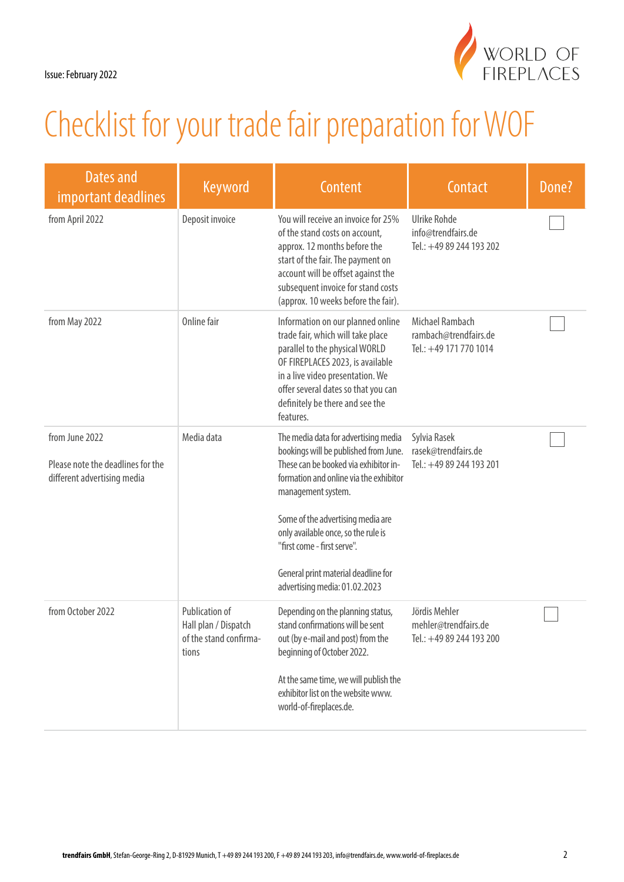Issue: February 2022

# Checklist for your trade fair preparation for WOF

| Dates and important deadlines | Keyword | Content | Contact | Done? |
|---|---|---|---|---|
| from April 2022 | Deposit invoice | You will receive an invoice for 25% of the stand costs on account, approx. 12 months before the start of the fair. The payment on account will be offset against the subsequent invoice for stand costs (approx. 10 weeks before the fair). | Ulrike Rohde<br>info@trendfairs.de<br>Tel.: +49 89 244 193 202 | ☐ |
| from May 2022 | Online fair | Information on our planned online trade fair, which will take place parallel to the physical WORLD OF FIREPLACES 2023, is available in a live video presentation. We offer several dates so that you can definitely be there and see the features. | Michael Rambach<br>rambach@trendfairs.de<br>Tel.: +49 171 770 1014 | ☐ |
| from June 2022<br><br>Please note the deadlines for the different advertising media | Media data | The media data for advertising media bookings will be published from June. These can be booked via exhibitor information and online via the exhibitor management system.<br><br>Some of the advertising media are only available once, so the rule is "first come - first serve".<br><br>General print material deadline for advertising media: 01.02.2023 | Sylvia Rasek<br>rasek@trendfairs.de<br>Tel.: +49 89 244 193 201 | ☐ |
| from October 2022 | Publication of Hall plan / Dispatch of the stand confirmations | Depending on the planning status, stand confirmations will be sent out (by e-mail and post) from the beginning of October 2022.<br><br>At the same time, we will publish the exhibitor list on the website www.world-of-fireplaces.de. | Jördis Mehler<br>mehler@trendfairs.de<br>Tel.: +49 89 244 193 200 | ☐ |

**trendfairs GmbH**, Stefan-George-Ring 2, D-81929 Munich, T +49 89 244 193 200, F +49 89 244 193 203, info@trendfairs.de, www.world-of-fireplaces.de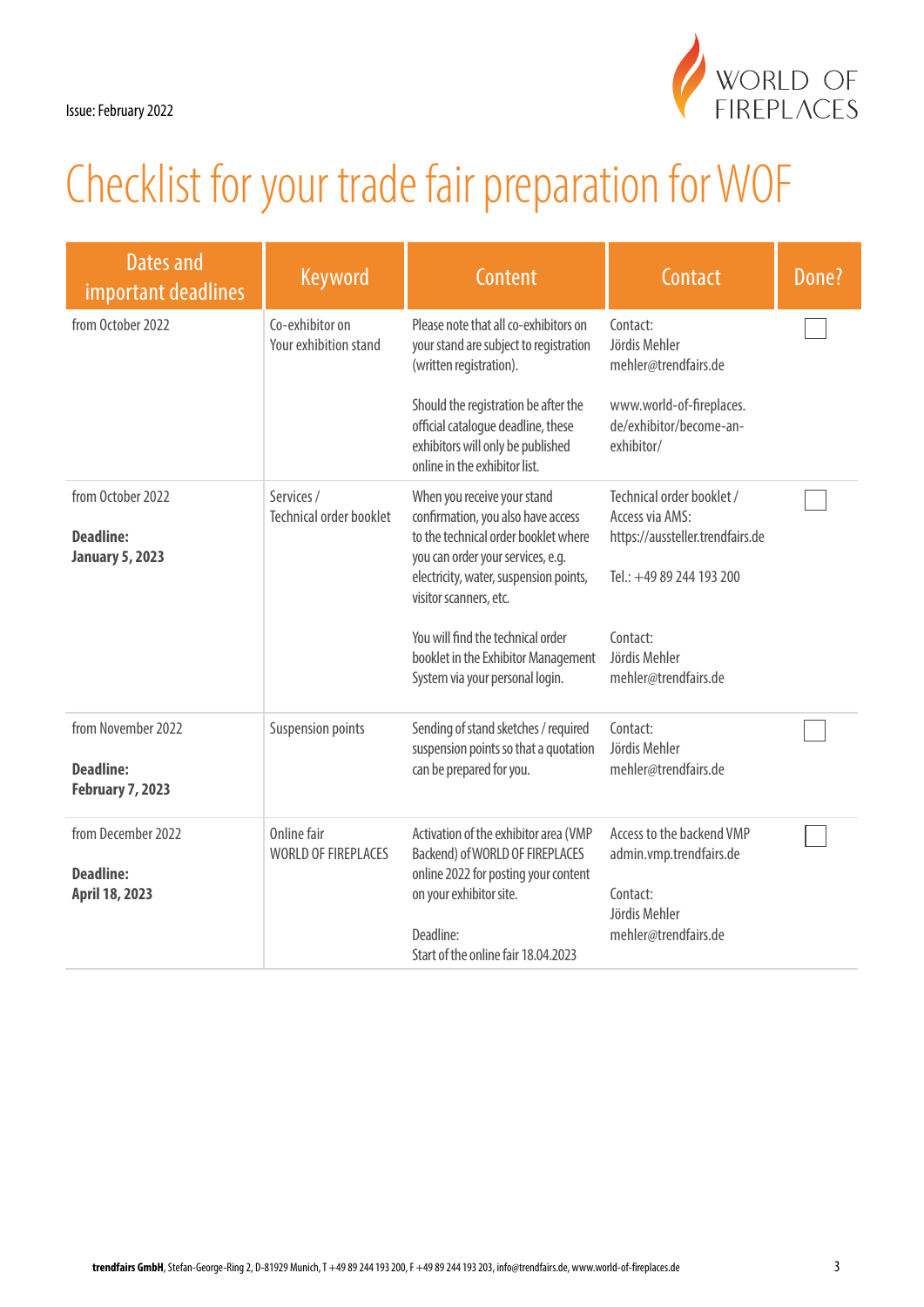Issue: February 2022

# Checklist for your trade fair preparation for WOF

| Dates and important deadlines | Keyword | Content | Contact | Done? |
|---|---|---|---|---|
| from October 2022 | Co-exhibitor on Your exhibition stand | Please note that all co-exhibitors on your stand are subject to registration (written registration).<br><br>Should the registration be after the official catalogue deadline, these exhibitors will only be published online in the exhibitor list. | Contact:<br>Jördis Mehler<br>mehler@trendfairs.de<br><br>www.world-of-fireplaces.de/exhibitor/become-an-exhibitor/ | ☐ |
| from October 2022<br><br>**Deadline:**<br>**January 5, 2023** | Services / Technical order booklet | When you receive your stand confirmation, you also have access to the technical order booklet where you can order your services, e.g. electricity, water, suspension points, visitor scanners, etc.<br><br>You will find the technical order booklet in the Exhibitor Management System via your personal login. | Technical order booklet / Access via AMS:<br>https://aussteller.trendfairs.de<br><br>Tel.: +49 89 244 193 200<br><br>Contact:<br>Jördis Mehler<br>mehler@trendfairs.de | ☐ |
| from November 2022<br><br>**Deadline:**<br>**February 7, 2023** | Suspension points | Sending of stand sketches / required suspension points so that a quotation can be prepared for you. | Contact:<br>Jördis Mehler<br>mehler@trendfairs.de | ☐ |
| from December 2022<br><br>**Deadline:**<br>**April 18, 2023** | Online fair WORLD OF FIREPLACES | Activation of the exhibitor area (VMP Backend) of WORLD OF FIREPLACES online 2022 for posting your content on your exhibitor site.<br><br>Deadline:<br>Start of the online fair 18.04.2023 | Access to the backend VMP<br>admin.vmp.trendfairs.de<br><br>Contact:<br>Jördis Mehler<br>mehler@trendfairs.de | ☐ |

**trendfairs GmbH**, Stefan-George-Ring 2, D-81929 Munich, T +49 89 244 193 200, F +49 89 244 193 203, info@trendfairs.de, www.world-of-fireplaces.de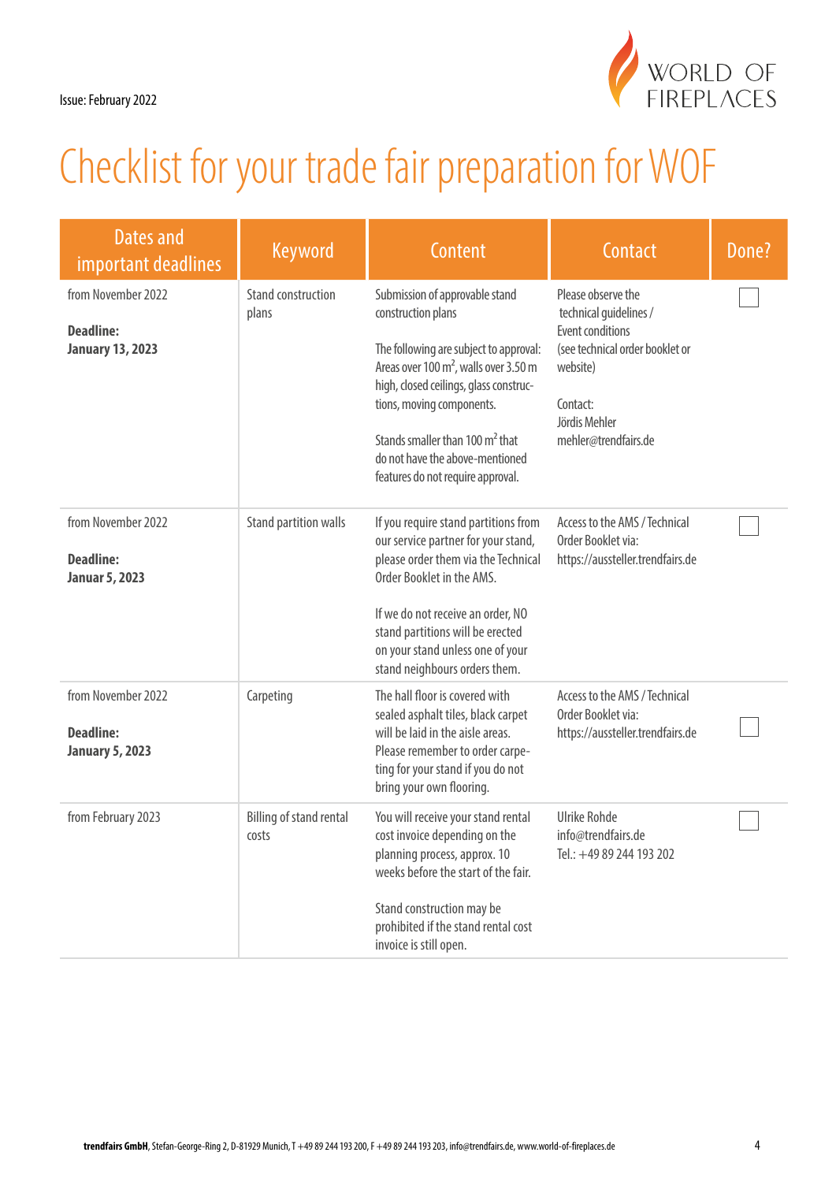Issue: February 2022

# Checklist for your trade fair preparation for WOF

| Dates and important deadlines | Keyword | Content | Contact | Done? |
|---|---|---|---|---|
| from November 2022<br><br>**Deadline:**<br>**January 13, 2023** | Stand construction plans | Submission of approvable stand construction plans<br><br>The following are subject to approval: Areas over 100 m², walls over 3.50 m high, closed ceilings, glass constructions, moving components.<br><br>Stands smaller than 100 m² that do not have the above-mentioned features do not require approval. | Please observe the technical guidelines / Event conditions (see technical order booklet or website)<br><br>Contact:<br>Jördis Mehler<br>mehler@trendfairs.de | ☐ |
| from November 2022<br><br>**Deadline:**<br>**Januar 5, 2023** | Stand partition walls | If you require stand partitions from our service partner for your stand, please order them via the Technical Order Booklet in the AMS.<br><br>If we do not receive an order, NO stand partitions will be erected on your stand unless one of your stand neighbours orders them. | Access to the AMS / Technical Order Booklet via:<br>https://aussteller.trendfairs.de | ☐ |
| from November 2022<br><br>**Deadline:**<br>**January 5, 2023** | Carpeting | The hall floor is covered with sealed asphalt tiles, black carpet will be laid in the aisle areas. Please remember to order carpeting for your stand if you do not bring your own flooring. | Access to the AMS / Technical Order Booklet via:<br>https://aussteller.trendfairs.de | ☐ |
| from February 2023 | Billing of stand rental costs | You will receive your stand rental cost invoice depending on the planning process, approx. 10 weeks before the start of the fair.<br><br>Stand construction may be prohibited if the stand rental cost invoice is still open. | Ulrike Rohde<br>info@trendfairs.de<br>Tel.: +49 89 244 193 202 | ☐ |

**trendfairs GmbH**, Stefan-George-Ring 2, D-81929 Munich, T +49 89 244 193 200, F +49 89 244 193 203, info@trendfairs.de, www.world-of-fireplaces.de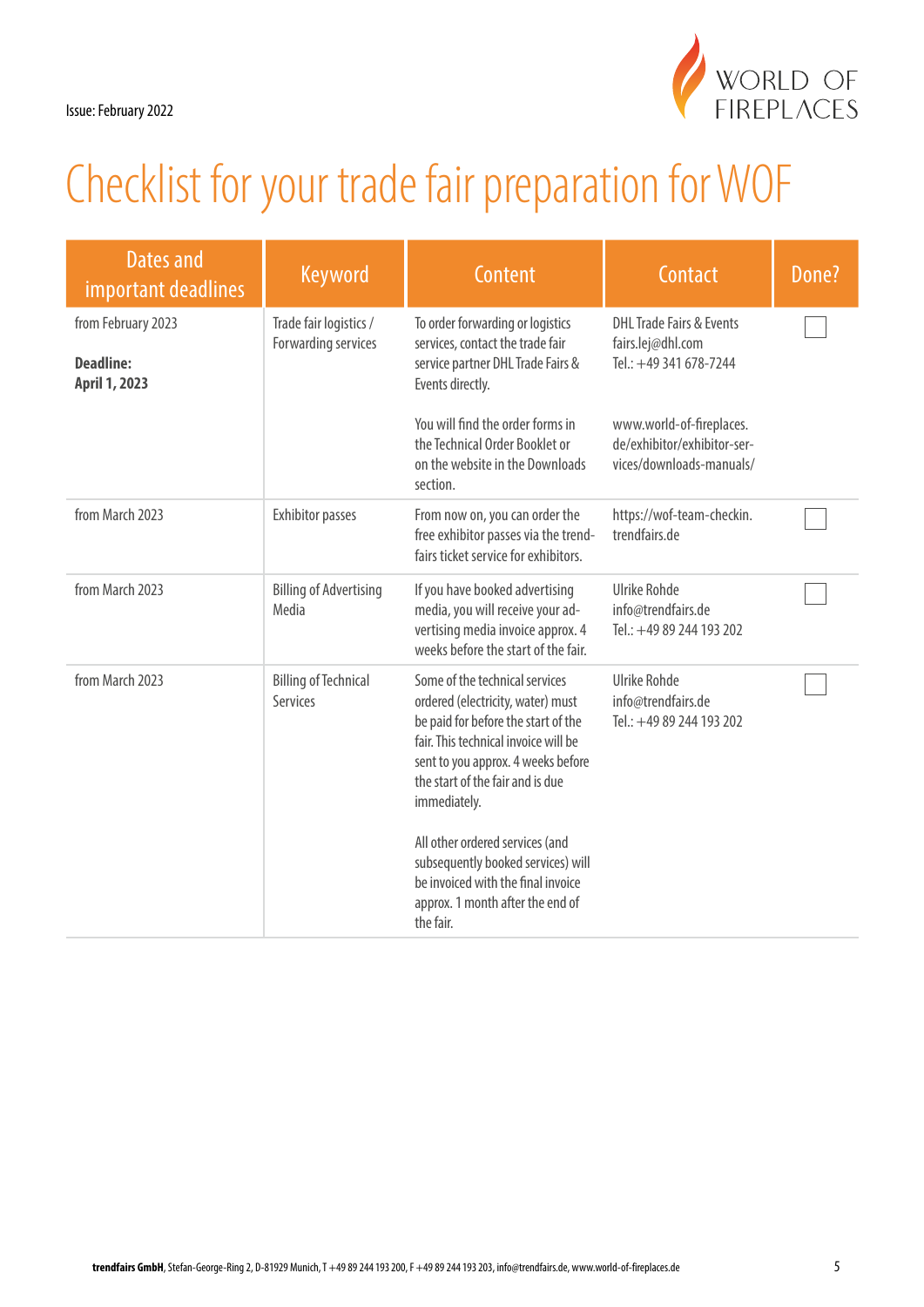Issue: February 2022

# Checklist for your trade fair preparation for WOF

| Dates and important deadlines | Keyword | Content | Contact | Done? |
|---|---|---|---|---|
| from February 2023<br><br>**Deadline: April 1, 2023** | Trade fair logistics / Forwarding services | To order forwarding or logistics services, contact the trade fair service partner DHL Trade Fairs & Events directly.<br><br>You will find the order forms in the Technical Order Booklet or on the website in the Downloads section. | DHL Trade Fairs & Events<br>fairs.lej@dhl.com<br>Tel.: +49 341 678-7244<br><br>www.world-of-fireplaces.de/exhibitor/exhibitor-services/downloads-manuals/ | ☐ |
| from March 2023 | Exhibitor passes | From now on, you can order the free exhibitor passes via the trendfairs ticket service for exhibitors. | https://wof-team-checkin.trendfairs.de | ☐ |
| from March 2023 | Billing of Advertising Media | If you have booked advertising media, you will receive your advertising media invoice approx. 4 weeks before the start of the fair. | Ulrike Rohde<br>info@trendfairs.de<br>Tel.: +49 89 244 193 202 | ☐ |
| from March 2023 | Billing of Technical Services | Some of the technical services ordered (electricity, water) must be paid for before the start of the fair. This technical invoice will be sent to you approx. 4 weeks before the start of the fair and is due immediately.<br><br>All other ordered services (and subsequently booked services) will be invoiced with the final invoice approx. 1 month after the end of the fair. | Ulrike Rohde<br>info@trendfairs.de<br>Tel.: +49 89 244 193 202 | ☐ |

**trendfairs GmbH**, Stefan-George-Ring 2, D-81929 Munich, T +49 89 244 193 200, F +49 89 244 193 203, info@trendfairs.de, www.world-of-fireplaces.de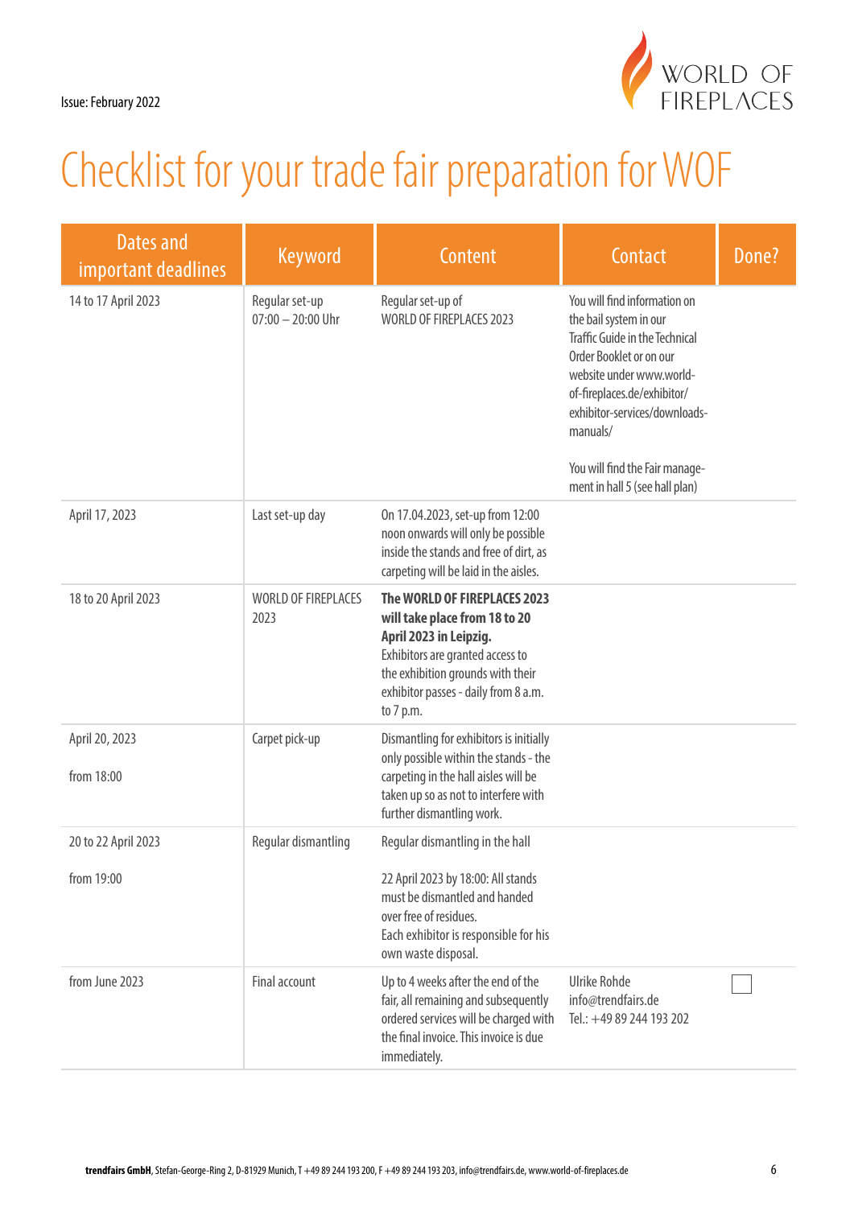Issue: February 2022

# Checklist for your trade fair preparation for WOF

| Dates and important deadlines | Keyword | Content | Contact | Done? |
|---|---|---|---|---|
| 14 to 17 April 2023 | Regular set-up 07:00 – 20:00 Uhr | Regular set-up of WORLD OF FIREPLACES 2023 | You will find information on the bail system in our Traffic Guide in the Technical Order Booklet or on our website under www.world-of-fireplaces.de/exhibitor/exhibitor-services/downloads-manuals/<br><br>You will find the Fair management in hall 5 (see hall plan) | |
| April 17, 2023 | Last set-up day | On 17.04.2023, set-up from 12:00 noon onwards will only be possible inside the stands and free of dirt, as carpeting will be laid in the aisles. | | |
| 18 to 20 April 2023 | WORLD OF FIREPLACES 2023 | **The WORLD OF FIREPLACES 2023 will take place from 18 to 20 April 2023 in Leipzig.** Exhibitors are granted access to the exhibition grounds with their exhibitor passes - daily from 8 a.m. to 7 p.m. | | |
| April 20, 2023<br><br>from 18:00 | Carpet pick-up | Dismantling for exhibitors is initially only possible within the stands - the carpeting in the hall aisles will be taken up so as not to interfere with further dismantling work. | | |
| 20 to 22 April 2023<br><br>from 19:00 | Regular dismantling | Regular dismantling in the hall<br><br>22 April 2023 by 18:00: All stands must be dismantled and handed over free of residues. Each exhibitor is responsible for his own waste disposal. | | |
| from June 2023 | Final account | Up to 4 weeks after the end of the fair, all remaining and subsequently ordered services will be charged with the final invoice. This invoice is due immediately. | Ulrike Rohde<br>info@trendfairs.de<br>Tel.: +49 89 244 193 202 | ☐ |

**trendfairs GmbH**, Stefan-George-Ring 2, D-81929 Munich, T +49 89 244 193 200, F +49 89 244 193 203, info@trendfairs.de, www.world-of-fireplaces.de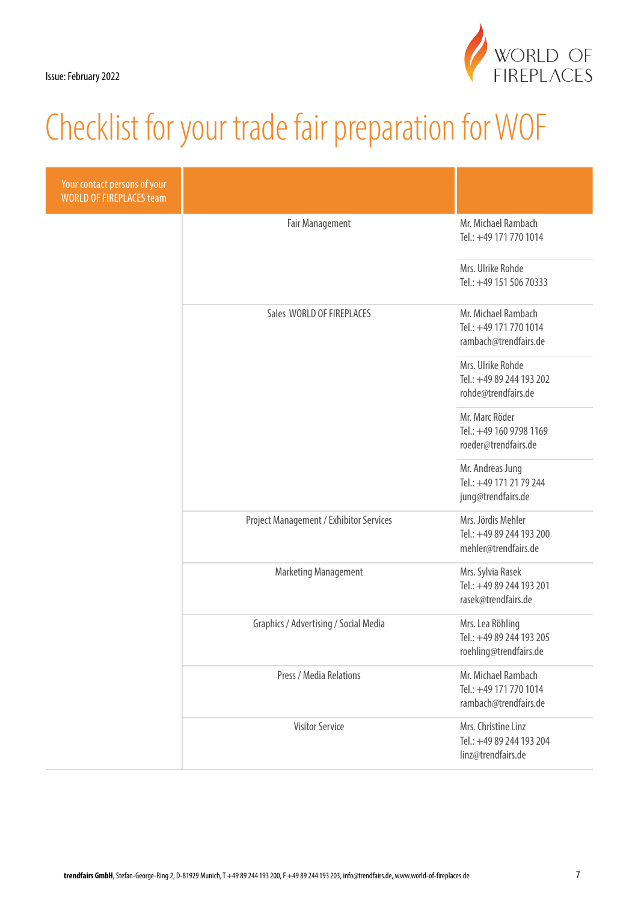Issue: February 2022

# Checklist for your trade fair preparation for WOF

| Your contact persons of your WORLD OF FIREPLACES team | | |
|---|---|---|
| | Fair Management | Mr. Michael Rambach<br>Tel.: +49 171 770 1014 |
| | | Mrs. Ulrike Rohde<br>Tel.: +49 151 506 70333 |
| | Sales WORLD OF FIREPLACES | Mr. Michael Rambach<br>Tel.: +49 171 770 1014<br>rambach@trendfairs.de |
| | | Mrs. Ulrike Rohde<br>Tel.: +49 89 244 193 202<br>rohde@trendfairs.de |
| | | Mr. Marc Röder<br>Tel.: +49 160 9798 1169<br>roeder@trendfairs.de |
| | | Mr. Andreas Jung<br>Tel.: +49 171 21 79 244<br>jung@trendfairs.de |
| | Project Management / Exhibitor Services | Mrs. Jördis Mehler<br>Tel.: +49 89 244 193 200<br>mehler@trendfairs.de |
| | Marketing Management | Mrs. Sylvia Rasek<br>Tel.: +49 89 244 193 201<br>rasek@trendfairs.de |
| | Graphics / Advertising / Social Media | Mrs. Lea Röhling<br>Tel.: +49 89 244 193 205<br>roehling@trendfairs.de |
| | Press / Media Relations | Mr. Michael Rambach<br>Tel.: +49 171 770 1014<br>rambach@trendfairs.de |
| | Visitor Service | Mrs. Christine Linz<br>Tel.: +49 89 244 193 204<br>linz@trendfairs.de |

**trendfairs GmbH**, Stefan-George-Ring 2, D-81929 Munich, T +49 89 244 193 200, F +49 89 244 193 203, info@trendfairs.de, www.world-of-fireplaces.de